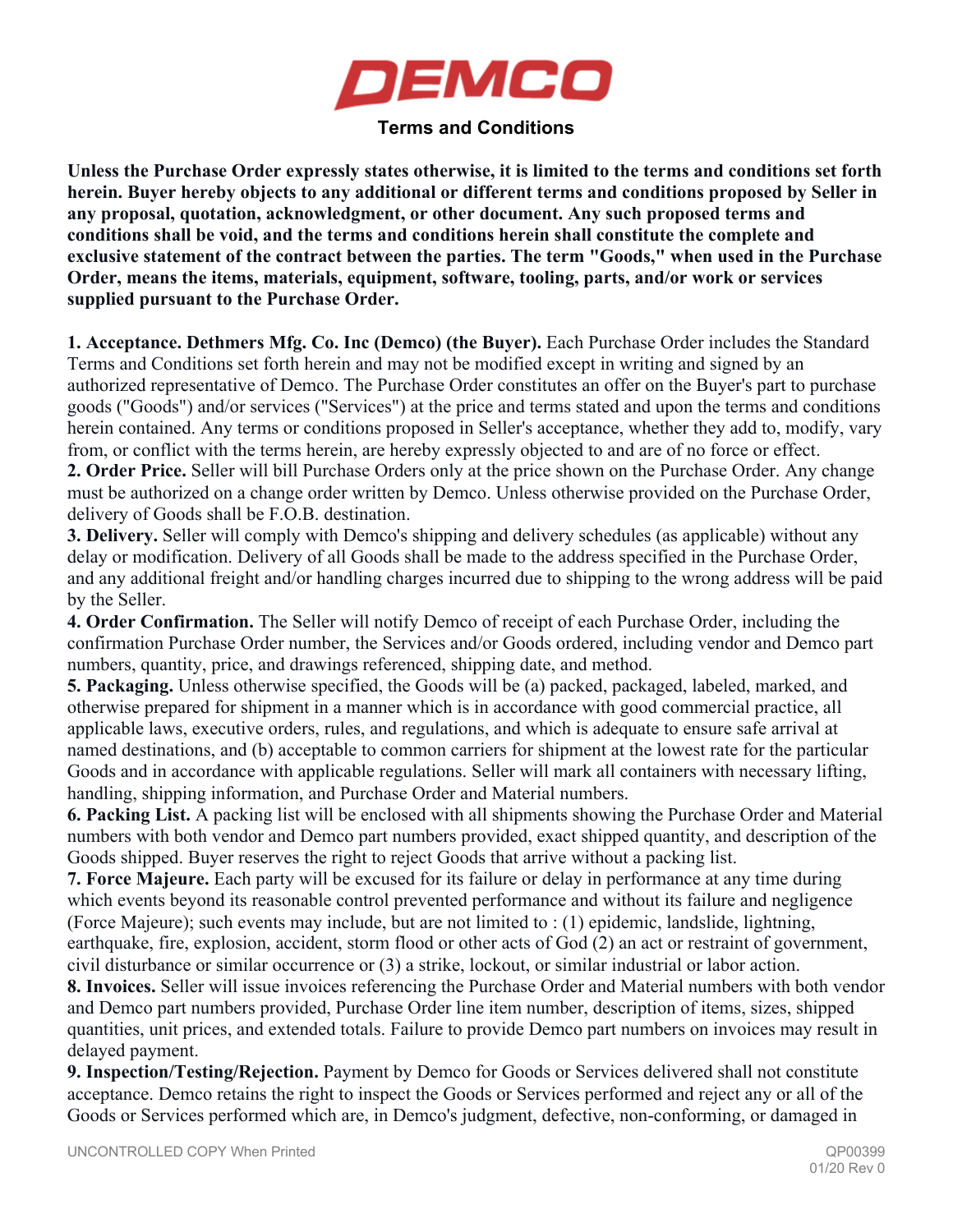# DEMCO

## Terms and Conditions

**Unless the Purchase Order expressly states otherwise, it is limited to the terms and conditions set forth herein. Buyer hereby objects to any additional or different terms and conditions proposed by Seller in any proposal, quotation, acknowledgment, or other document. Any such proposed terms and conditions shall be void, and the terms and conditions herein shall constitute the complete and exclusive statement of the contract between the parties. The term "Goods," when used in the Purchase Order, means the items, materials, equipment, software, tooling, parts, and/or work or services supplied pursuant to the Purchase Order.**

**1. Acceptance. Dethmers Mfg. Co. Inc (Demco) (the Buyer).** Each Purchase Order includes the Standard Terms and Conditions set forth herein and may not be modified except in writing and signed by an authorized representative of Demco. The Purchase Order constitutes an offer on the Buyer's part to purchase goods ("Goods") and/or services ("Services") at the price and terms stated and upon the terms and conditions herein contained. Any terms or conditions proposed in Seller's acceptance, whether they add to, modify, vary from, or conflict with the terms herein, are hereby expressly objected to and are of no force or effect.

**2. Order Price.** Seller will bill Purchase Orders only at the price shown on the Purchase Order. Any change must be authorized on a change order written by Demco. Unless otherwise provided on the Purchase Order, delivery of Goods shall be F.O.B. destination.

**3. Delivery.** Seller will comply with Demco's shipping and delivery schedules (as applicable) without any delay or modification. Delivery of all Goods shall be made to the address specified in the Purchase Order, and any additional freight and/or handling charges incurred due to shipping to the wrong address will be paid by the Seller.

**4. Order Confirmation.** The Seller will notify Demco of receipt of each Purchase Order, including the confirmation Purchase Order number, the Services and/or Goods ordered, including vendor and Demco part numbers, quantity, price, and drawings referenced, shipping date, and method.

**5. Packaging.** Unless otherwise specified, the Goods will be (a) packed, packaged, labeled, marked, and otherwise prepared for shipment in a manner which is in accordance with good commercial practice, all applicable laws, executive orders, rules, and regulations, and which is adequate to ensure safe arrival at named destinations, and (b) acceptable to common carriers for shipment at the lowest rate for the particular Goods and in accordance with applicable regulations. Seller will mark all containers with necessary lifting, handling, shipping information, and Purchase Order and Material numbers.

**6. Packing List.** A packing list will be enclosed with all shipments showing the Purchase Order and Material numbers with both vendor and Demco part numbers provided, exact shipped quantity, and description of the Goods shipped. Buyer reserves the right to reject Goods that arrive without a packing list.

**7. Force Majeure.** Each party will be excused for its failure or delay in performance at any time during which events beyond its reasonable control prevented performance and without its failure and negligence (Force Majeure); such events may include, but are not limited to : (1) epidemic, landslide, lightning, earthquake, fire, explosion, accident, storm flood or other acts of God (2) an act or restraint of government, civil disturbance or similar occurrence or (3) a strike, lockout, or similar industrial or labor action.

**8. Invoices.** Seller will issue invoices referencing the Purchase Order and Material numbers with both vendor and Demco part numbers provided, Purchase Order line item number, description of items, sizes, shipped quantities, unit prices, and extended totals. Failure to provide Demco part numbers on invoices may result in delayed payment.

**9. Inspection/Testing/Rejection.** Payment by Demco for Goods or Services delivered shall not constitute acceptance. Demco retains the right to inspect the Goods or Services performed and reject any or all of the Goods or Services performed which are, in Demco's judgment, defective, non-conforming, or damaged in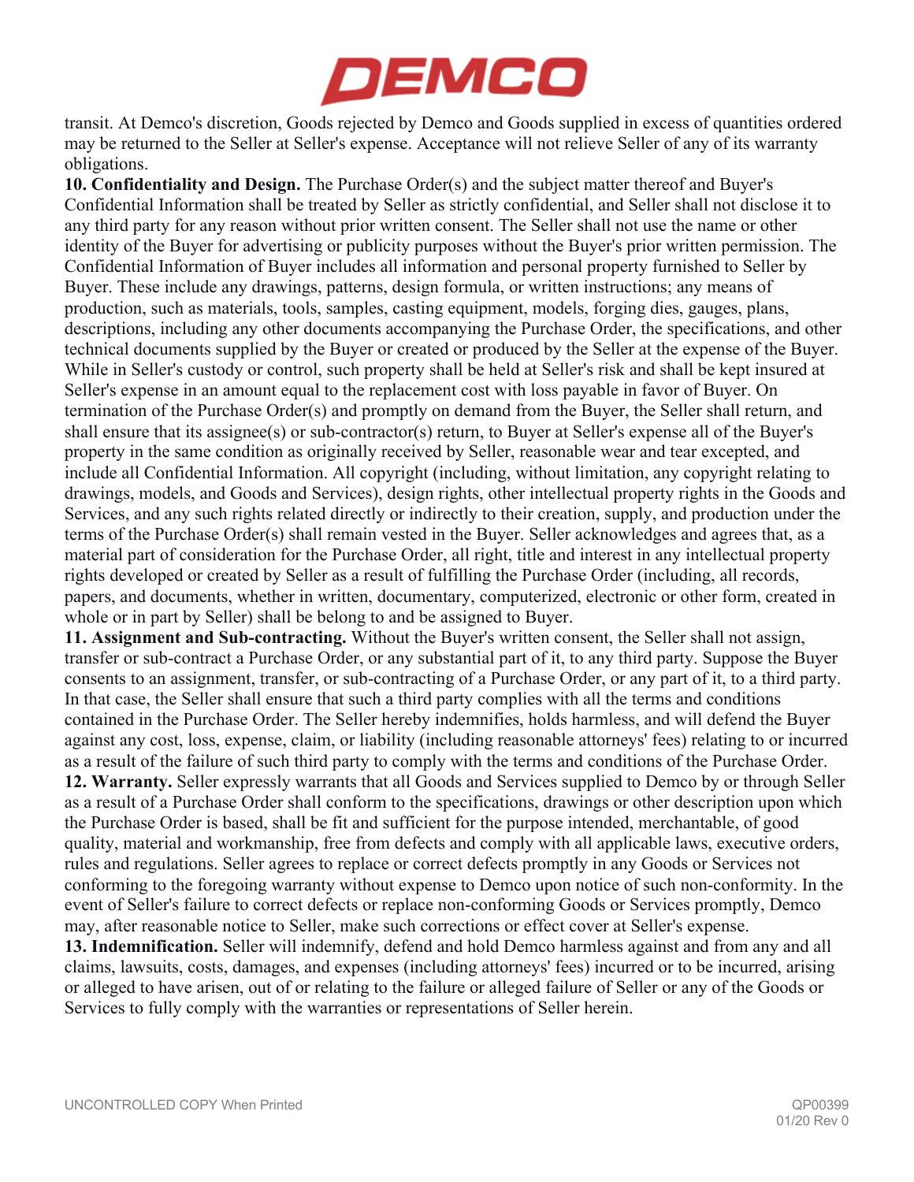transit. At Demco's discretion, Goods rejected by Demco and Goods supplied in excess of quantities ordered may be returned to the Seller at Seller's expense. Acceptance will not relieve Seller of any of its warranty obligations.

**10. Confidentiality and Design.** The Purchase Order(s) and the subject matter thereof and Buyer's Confidential Information shall be treated by Seller as strictly confidential, and Seller shall not disclose it to any third party for any reason without prior written consent. The Seller shall not use the name or other identity of the Buyer for advertising or publicity purposes without the Buyer's prior written permission. The Confidential Information of Buyer includes all information and personal property furnished to Seller by Buyer. These include any drawings, patterns, design formula, or written instructions; any means of production, such as materials, tools, samples, casting equipment, models, forging dies, gauges, plans, descriptions, including any other documents accompanying the Purchase Order, the specifications, and other technical documents supplied by the Buyer or created or produced by the Seller at the expense of the Buyer. While in Seller's custody or control, such property shall be held at Seller's risk and shall be kept insured at Seller's expense in an amount equal to the replacement cost with loss payable in favor of Buyer. On termination of the Purchase Order(s) and promptly on demand from the Buyer, the Seller shall return, and shall ensure that its assignee(s) or sub-contractor(s) return, to Buyer at Seller's expense all of the Buyer's property in the same condition as originally received by Seller, reasonable wear and tear excepted, and include all Confidential Information. All copyright (including, without limitation, any copyright relating to drawings, models, and Goods and Services), design rights, other intellectual property rights in the Goods and Services, and any such rights related directly or indirectly to their creation, supply, and production under the terms of the Purchase Order(s) shall remain vested in the Buyer. Seller acknowledges and agrees that, as a material part of consideration for the Purchase Order, all right, title and interest in any intellectual property rights developed or created by Seller as a result of fulfilling the Purchase Order (including, all records, papers, and documents, whether in written, documentary, computerized, electronic or other form, created in whole or in part by Seller) shall be belong to and be assigned to Buyer.

**11. Assignment and Sub-contracting.** Without the Buyer's written consent, the Seller shall not assign, transfer or sub-contract a Purchase Order, or any substantial part of it, to any third party. Suppose the Buyer consents to an assignment, transfer, or sub-contracting of a Purchase Order, or any part of it, to a third party. In that case, the Seller shall ensure that such a third party complies with all the terms and conditions contained in the Purchase Order. The Seller hereby indemnifies, holds harmless, and will defend the Buyer against any cost, loss, expense, claim, or liability (including reasonable attorneys' fees) relating to or incurred as a result of the failure of such third party to comply with the terms and conditions of the Purchase Order.

**12. Warranty.** Seller expressly warrants that all Goods and Services supplied to Demco by or through Seller as a result of a Purchase Order shall conform to the specifications, drawings or other description upon which the Purchase Order is based, shall be fit and sufficient for the purpose intended, merchantable, of good quality, material and workmanship, free from defects and comply with all applicable laws, executive orders, rules and regulations. Seller agrees to replace or correct defects promptly in any Goods or Services not conforming to the foregoing warranty without expense to Demco upon notice of such non-conformity. In the event of Seller's failure to correct defects or replace non-conforming Goods or Services promptly, Demco may, after reasonable notice to Seller, make such corrections or effect cover at Seller's expense.

**13. Indemnification.** Seller will indemnify, defend and hold Demco harmless against and from any and all claims, lawsuits, costs, damages, and expenses (including attorneys' fees) incurred or to be incurred, arising or alleged to have arisen, out of or relating to the failure or alleged failure of Seller or any of the Goods or Services to fully comply with the warranties or representations of Seller herein.